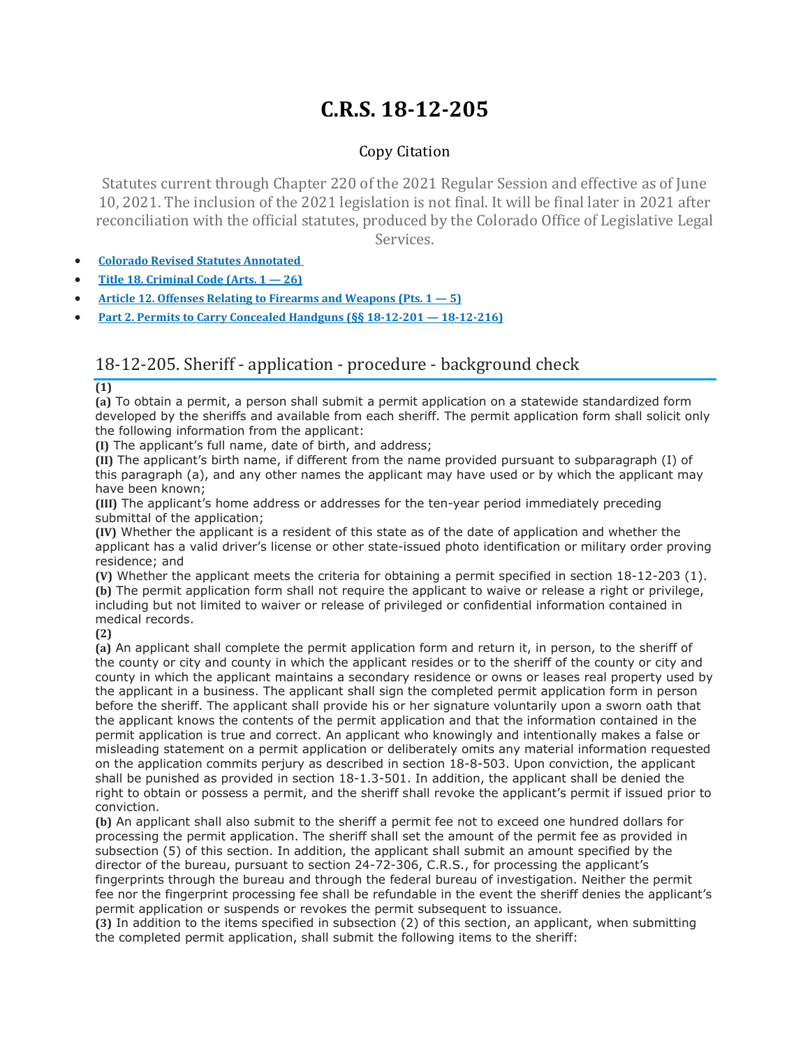# C.R.S. 18-12-205

Copy Citation

Statutes current through Chapter 220 of the 2021 Regular Session and effective as of June 10, 2021. The inclusion of the 2021 legislation is not final. It will be final later in 2021 after reconciliation with the official statutes, produced by the Colorado Office of Legislative Legal Services.

- **Colorado Revised Statutes Annotated**
- **Title 18. Criminal Code (Arts. 1 — 26)**
- **Article 12. Offenses Relating to Firearms and Weapons (Pts. 1 — 5)**
- **Part 2. Permits to Carry Concealed Handguns (§§ 18-12-201 — 18-12-216)**

## 18-12-205. Sheriff - application - procedure - background check

**(1)**

**(a)** To obtain a permit, a person shall submit a permit application on a statewide standardized form developed by the sheriffs and available from each sheriff. The permit application form shall solicit only the following information from the applicant:

**(I)** The applicant's full name, date of birth, and address;

**(II)** The applicant's birth name, if different from the name provided pursuant to subparagraph (I) of this paragraph (a), and any other names the applicant may have used or by which the applicant may have been known;

**(III)** The applicant's home address or addresses for the ten-year period immediately preceding submittal of the application;

**(IV)** Whether the applicant is a resident of this state as of the date of application and whether the applicant has a valid driver's license or other state-issued photo identification or military order proving residence; and

**(V)** Whether the applicant meets the criteria for obtaining a permit specified in section 18-12-203 (1).

**(b)** The permit application form shall not require the applicant to waive or release a right or privilege, including but not limited to waiver or release of privileged or confidential information contained in medical records.

**(2)**

**(a)** An applicant shall complete the permit application form and return it, in person, to the sheriff of the county or city and county in which the applicant resides or to the sheriff of the county or city and county in which the applicant maintains a secondary residence or owns or leases real property used by the applicant in a business. The applicant shall sign the completed permit application form in person before the sheriff. The applicant shall provide his or her signature voluntarily upon a sworn oath that the applicant knows the contents of the permit application and that the information contained in the permit application is true and correct. An applicant who knowingly and intentionally makes a false or misleading statement on a permit application or deliberately omits any material information requested on the application commits perjury as described in section 18-8-503. Upon conviction, the applicant shall be punished as provided in section 18-1.3-501. In addition, the applicant shall be denied the right to obtain or possess a permit, and the sheriff shall revoke the applicant's permit if issued prior to conviction.

**(b)** An applicant shall also submit to the sheriff a permit fee not to exceed one hundred dollars for processing the permit application. The sheriff shall set the amount of the permit fee as provided in subsection (5) of this section. In addition, the applicant shall submit an amount specified by the director of the bureau, pursuant to section 24-72-306, C.R.S., for processing the applicant's fingerprints through the bureau and through the federal bureau of investigation. Neither the permit fee nor the fingerprint processing fee shall be refundable in the event the sheriff denies the applicant's permit application or suspends or revokes the permit subsequent to issuance.

**(3)** In addition to the items specified in subsection (2) of this section, an applicant, when submitting the completed permit application, shall submit the following items to the sheriff: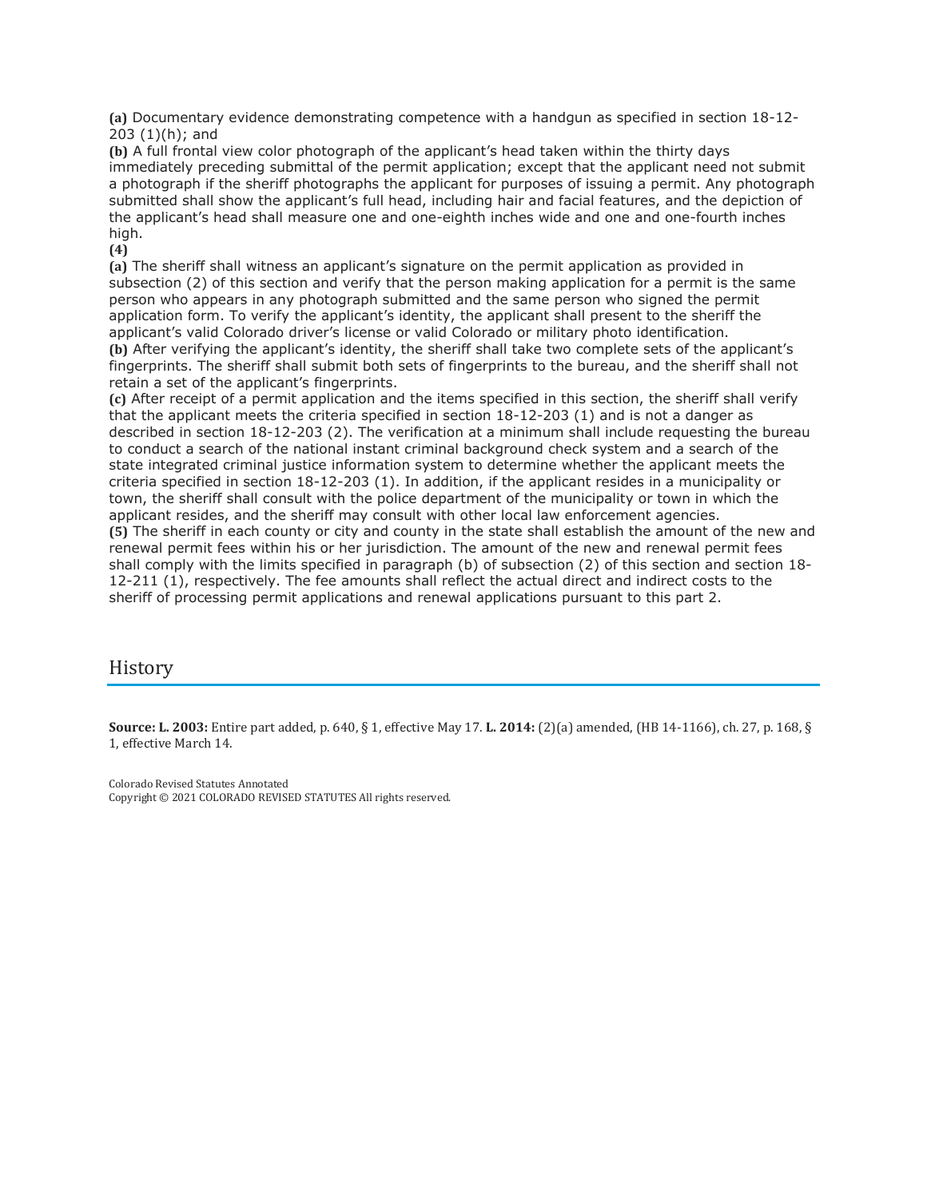**(a)** Documentary evidence demonstrating competence with a handgun as specified in section 18-12-203 (1)(h); and

**(b)** A full frontal view color photograph of the applicant's head taken within the thirty days immediately preceding submittal of the permit application; except that the applicant need not submit a photograph if the sheriff photographs the applicant for purposes of issuing a permit. Any photograph submitted shall show the applicant's full head, including hair and facial features, and the depiction of the applicant's head shall measure one and one-eighth inches wide and one and one-fourth inches high.

**(4)**

**(a)** The sheriff shall witness an applicant's signature on the permit application as provided in subsection (2) of this section and verify that the person making application for a permit is the same person who appears in any photograph submitted and the same person who signed the permit application form. To verify the applicant's identity, the applicant shall present to the sheriff the applicant's valid Colorado driver's license or valid Colorado or military photo identification.

**(b)** After verifying the applicant's identity, the sheriff shall take two complete sets of the applicant's fingerprints. The sheriff shall submit both sets of fingerprints to the bureau, and the sheriff shall not retain a set of the applicant's fingerprints.

**(c)** After receipt of a permit application and the items specified in this section, the sheriff shall verify that the applicant meets the criteria specified in section 18-12-203 (1) and is not a danger as described in section 18-12-203 (2). The verification at a minimum shall include requesting the bureau to conduct a search of the national instant criminal background check system and a search of the state integrated criminal justice information system to determine whether the applicant meets the criteria specified in section 18-12-203 (1). In addition, if the applicant resides in a municipality or town, the sheriff shall consult with the police department of the municipality or town in which the applicant resides, and the sheriff may consult with other local law enforcement agencies.

**(5)** The sheriff in each county or city and county in the state shall establish the amount of the new and renewal permit fees within his or her jurisdiction. The amount of the new and renewal permit fees shall comply with the limits specified in paragraph (b) of subsection (2) of this section and section 18-12-211 (1), respectively. The fee amounts shall reflect the actual direct and indirect costs to the sheriff of processing permit applications and renewal applications pursuant to this part 2.

## History

**Source: L. 2003:** Entire part added, p. 640, § 1, effective May 17. **L. 2014:** (2)(a) amended, (HB 14-1166), ch. 27, p. 168, § 1, effective March 14.

Colorado Revised Statutes Annotated
Copyright © 2021 COLORADO REVISED STATUTES All rights reserved.